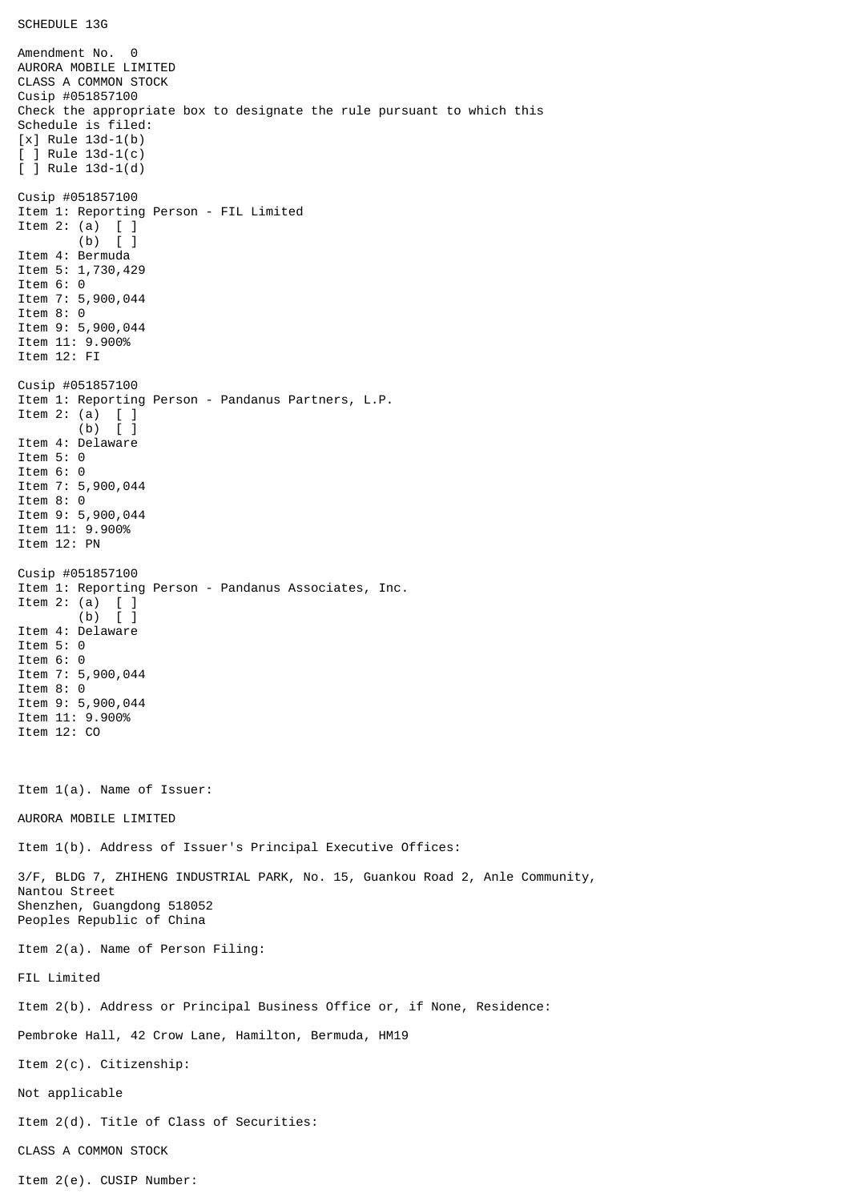SCHEDULE 13G

Amendment No. 0
AURORA MOBILE LIMITED
CLASS A COMMON STOCK
Cusip #051857100
Check the appropriate box to designate the rule pursuant to which this Schedule is filed:
[x] Rule 13d-1(b)
[ ] Rule 13d-1(c)
[ ] Rule 13d-1(d)

Cusip #051857100
Item 1: Reporting Person - FIL Limited
Item 2: (a) [ ]
(b) [ ]
Item 4: Bermuda
Item 5: 1,730,429
Item 6: 0
Item 7: 5,900,044
Item 8: 0
Item 9: 5,900,044
Item 11: 9.900%
Item 12: FI

Cusip #051857100
Item 1: Reporting Person - Pandanus Partners, L.P.
Item 2: (a) [ ]
(b) [ ]
Item 4: Delaware
Item 5: 0
Item 6: 0
Item 7: 5,900,044
Item 8: 0
Item 9: 5,900,044
Item 11: 9.900%
Item 12: PN

Cusip #051857100
Item 1: Reporting Person - Pandanus Associates, Inc.
Item 2: (a) [ ]
(b) [ ]
Item 4: Delaware
Item 5: 0
Item 6: 0
Item 7: 5,900,044
Item 8: 0
Item 9: 5,900,044
Item 11: 9.900%
Item 12: CO

Item 1(a). Name of Issuer:

AURORA MOBILE LIMITED

Item 1(b). Address of Issuer's Principal Executive Offices:

3/F, BLDG 7, ZHIHENG INDUSTRIAL PARK, No. 15, Guankou Road 2, Anle Community,
Nantou Street
Shenzhen, Guangdong 518052
Peoples Republic of China

Item 2(a). Name of Person Filing:

FIL Limited

Item 2(b). Address or Principal Business Office or, if None, Residence:

Pembroke Hall, 42 Crow Lane, Hamilton, Bermuda, HM19

Item 2(c). Citizenship:

Not applicable

Item 2(d). Title of Class of Securities:

CLASS A COMMON STOCK

Item 2(e). CUSIP Number: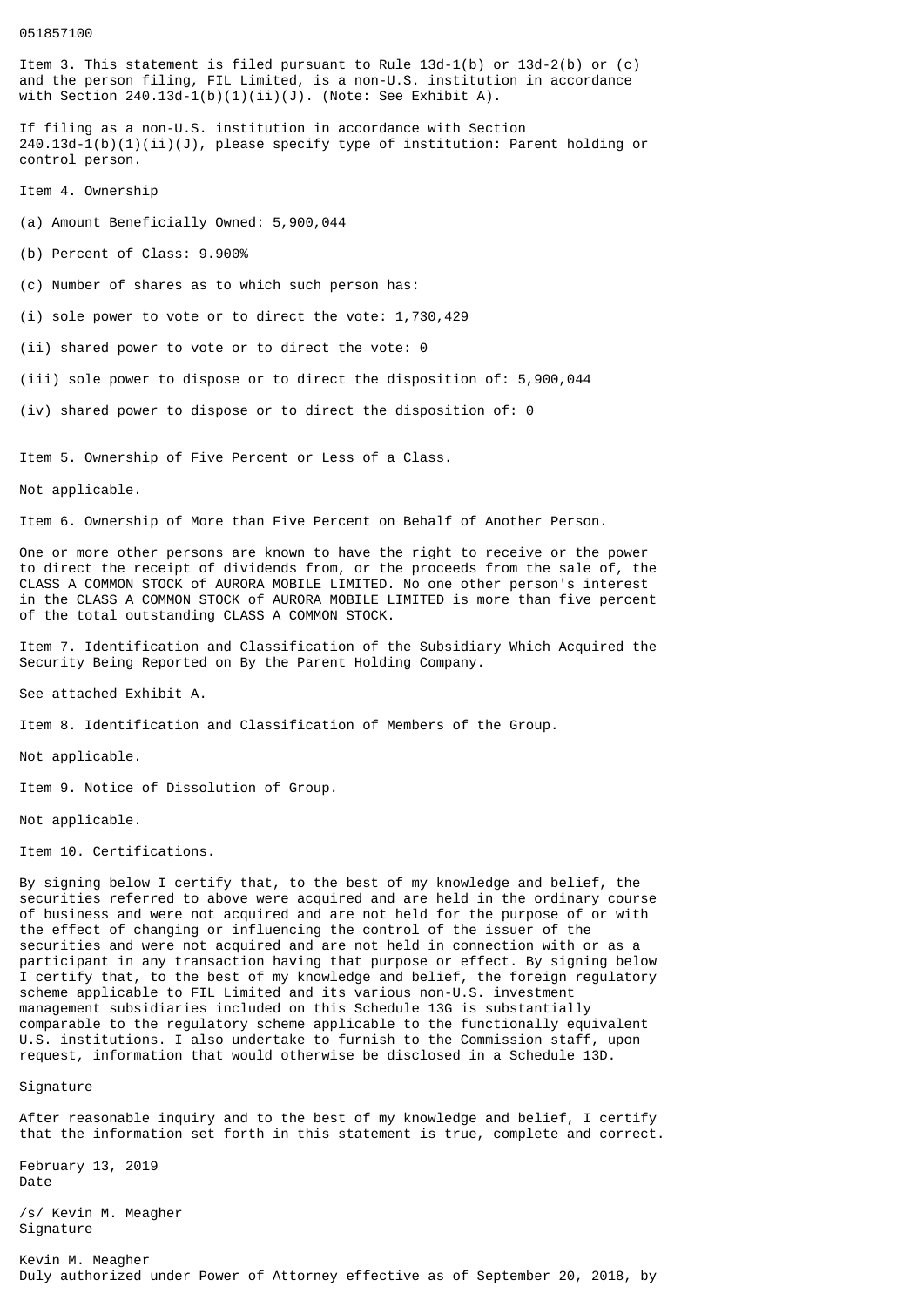051857100

Item 3. This statement is filed pursuant to Rule 13d-1(b) or 13d-2(b) or (c) and the person filing, FIL Limited, is a non-U.S. institution in accordance with Section 240.13d-1(b)(1)(ii)(J). (Note: See Exhibit A).

If filing as a non-U.S. institution in accordance with Section 240.13d-1(b)(1)(ii)(J), please specify type of institution: Parent holding or control person.

Item 4. Ownership

(a) Amount Beneficially Owned: 5,900,044

(b) Percent of Class: 9.900%

(c) Number of shares as to which such person has:

(i) sole power to vote or to direct the vote: 1,730,429

(ii) shared power to vote or to direct the vote: 0

(iii) sole power to dispose or to direct the disposition of: 5,900,044

(iv) shared power to dispose or to direct the disposition of: 0

Item 5. Ownership of Five Percent or Less of a Class.

Not applicable.

Item 6. Ownership of More than Five Percent on Behalf of Another Person.

One or more other persons are known to have the right to receive or the power to direct the receipt of dividends from, or the proceeds from the sale of, the CLASS A COMMON STOCK of AURORA MOBILE LIMITED. No one other person's interest in the CLASS A COMMON STOCK of AURORA MOBILE LIMITED is more than five percent of the total outstanding CLASS A COMMON STOCK.

Item 7. Identification and Classification of the Subsidiary Which Acquired the Security Being Reported on By the Parent Holding Company.

See attached Exhibit A.

Item 8. Identification and Classification of Members of the Group.

Not applicable.

Item 9. Notice of Dissolution of Group.

Not applicable.

Item 10. Certifications.

By signing below I certify that, to the best of my knowledge and belief, the securities referred to above were acquired and are held in the ordinary course of business and were not acquired and are not held for the purpose of or with the effect of changing or influencing the control of the issuer of the securities and were not acquired and are not held in connection with or as a participant in any transaction having that purpose or effect. By signing below I certify that, to the best of my knowledge and belief, the foreign regulatory scheme applicable to FIL Limited and its various non-U.S. investment management subsidiaries included on this Schedule 13G is substantially comparable to the regulatory scheme applicable to the functionally equivalent U.S. institutions. I also undertake to furnish to the Commission staff, upon request, information that would otherwise be disclosed in a Schedule 13D.

Signature

After reasonable inquiry and to the best of my knowledge and belief, I certify that the information set forth in this statement is true, complete and correct.

February 13, 2019
Date

/s/ Kevin M. Meagher
Signature

Kevin M. Meagher
Duly authorized under Power of Attorney effective as of September 20, 2018, by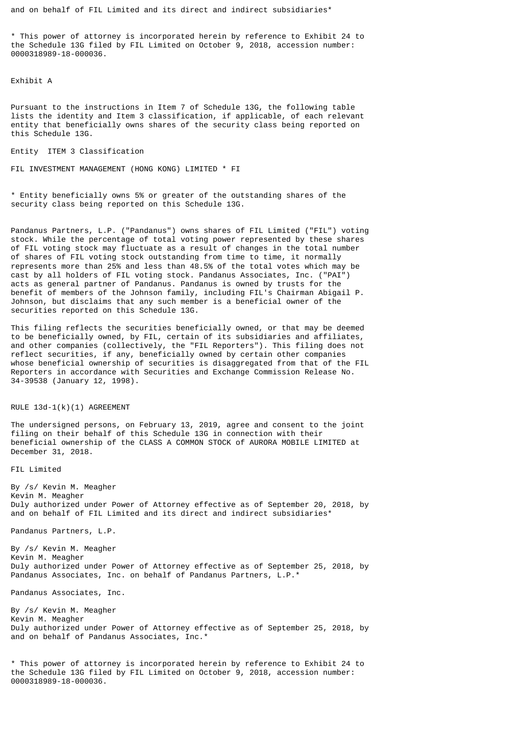and on behalf of FIL Limited and its direct and indirect subsidiaries*

* This power of attorney is incorporated herein by reference to Exhibit 24 to the Schedule 13G filed by FIL Limited on October 9, 2018, accession number: 0000318989-18-000036.

Exhibit A

Pursuant to the instructions in Item 7 of Schedule 13G, the following table lists the identity and Item 3 classification, if applicable, of each relevant entity that beneficially owns shares of the security class being reported on this Schedule 13G.

Entity ITEM 3 Classification

FIL INVESTMENT MANAGEMENT (HONG KONG) LIMITED * FI

* Entity beneficially owns 5% or greater of the outstanding shares of the security class being reported on this Schedule 13G.

Pandanus Partners, L.P. ("Pandanus") owns shares of FIL Limited ("FIL") voting stock. While the percentage of total voting power represented by these shares of FIL voting stock may fluctuate as a result of changes in the total number of shares of FIL voting stock outstanding from time to time, it normally represents more than 25% and less than 48.5% of the total votes which may be cast by all holders of FIL voting stock. Pandanus Associates, Inc. ("PAI") acts as general partner of Pandanus. Pandanus is owned by trusts for the benefit of members of the Johnson family, including FIL's Chairman Abigail P. Johnson, but disclaims that any such member is a beneficial owner of the securities reported on this Schedule 13G.

This filing reflects the securities beneficially owned, or that may be deemed to be beneficially owned, by FIL, certain of its subsidiaries and affiliates, and other companies (collectively, the "FIL Reporters"). This filing does not reflect securities, if any, beneficially owned by certain other companies whose beneficial ownership of securities is disaggregated from that of the FIL Reporters in accordance with Securities and Exchange Commission Release No. 34-39538 (January 12, 1998).

RULE 13d-1(k)(1) AGREEMENT

The undersigned persons, on February 13, 2019, agree and consent to the joint filing on their behalf of this Schedule 13G in connection with their beneficial ownership of the CLASS A COMMON STOCK of AURORA MOBILE LIMITED at December 31, 2018.

FIL Limited

By /s/ Kevin M. Meagher
Kevin M. Meagher
Duly authorized under Power of Attorney effective as of September 20, 2018, by and on behalf of FIL Limited and its direct and indirect subsidiaries*

Pandanus Partners, L.P.

By /s/ Kevin M. Meagher
Kevin M. Meagher
Duly authorized under Power of Attorney effective as of September 25, 2018, by Pandanus Associates, Inc. on behalf of Pandanus Partners, L.P.*

Pandanus Associates, Inc.

By /s/ Kevin M. Meagher
Kevin M. Meagher
Duly authorized under Power of Attorney effective as of September 25, 2018, by and on behalf of Pandanus Associates, Inc.*

* This power of attorney is incorporated herein by reference to Exhibit 24 to the Schedule 13G filed by FIL Limited on October 9, 2018, accession number: 0000318989-18-000036.